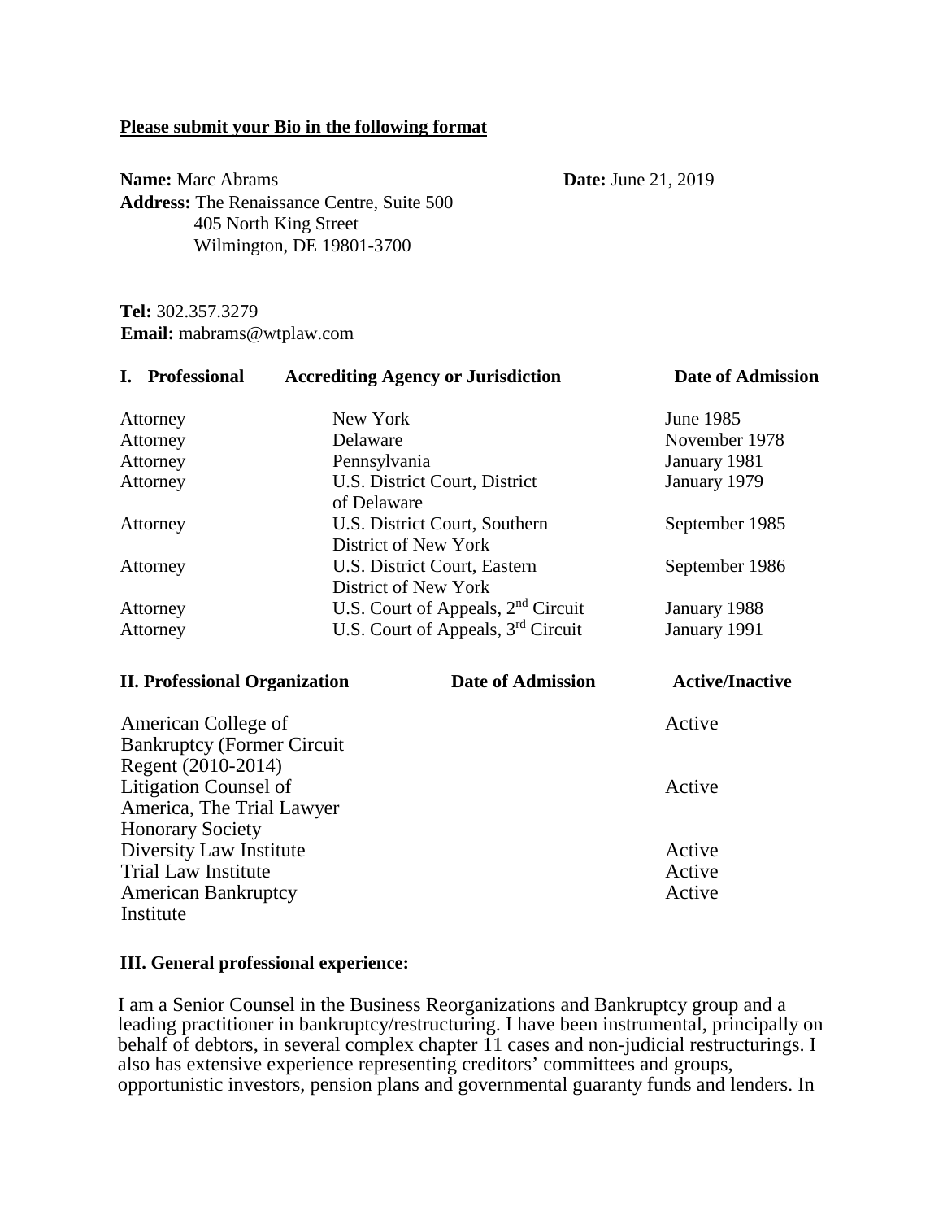**<u>Please submit your Bio in the following format</u>**

**Name:** Marc Abrams **Date:** June 21, 2019

**Address:** The Renaissance Centre, Suite 500
405 North King Street
Wilmington, DE 19801-3700

**Tel:** 302.357.3279
**Email:** mabrams@wtplaw.com

| I. Professional | Accrediting Agency or Jurisdiction | Date of Admission |
|---|---|---|
| Attorney | New York | June 1985 |
| Attorney | Delaware | November 1978 |
| Attorney | Pennsylvania | January 1981 |
| Attorney | U.S. District Court, District of Delaware | January 1979 |
| Attorney | U.S. District Court, Southern District of New York | September 1985 |
| Attorney | U.S. District Court, Eastern District of New York | September 1986 |
| Attorney | U.S. Court of Appeals, 2nd Circuit | January 1988 |
| Attorney | U.S. Court of Appeals, 3rd Circuit | January 1991 |

| II. Professional Organization | Date of Admission | Active/Inactive |
|---|---|---|
| American College of Bankruptcy (Former Circuit Regent (2010-2014) | | Active |
| Litigation Counsel of America, The Trial Lawyer Honorary Society | | Active |
| Diversity Law Institute | | Active |
| Trial Law Institute | | Active |
| American Bankruptcy Institute | | Active |

**III. General professional experience:**

I am a Senior Counsel in the Business Reorganizations and Bankruptcy group and a leading practitioner in bankruptcy/restructuring. I have been instrumental, principally on behalf of debtors, in several complex chapter 11 cases and non-judicial restructurings. I also has extensive experience representing creditors' committees and groups, opportunistic investors, pension plans and governmental guaranty funds and lenders. In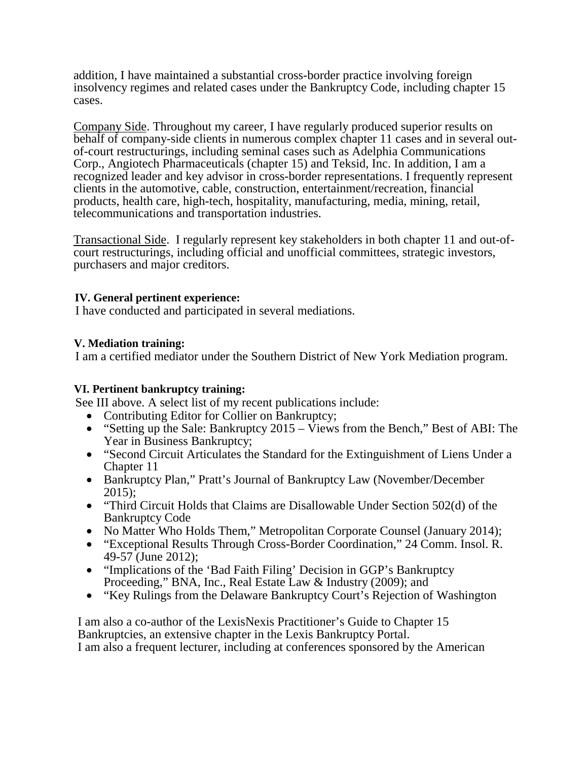addition, I have maintained a substantial cross-border practice involving foreign insolvency regimes and related cases under the Bankruptcy Code, including chapter 15 cases.

Company Side. Throughout my career, I have regularly produced superior results on behalf of company-side clients in numerous complex chapter 11 cases and in several out-of-court restructurings, including seminal cases such as Adelphia Communications Corp., Angiotech Pharmaceuticals (chapter 15) and Teksid, Inc. In addition, I am a recognized leader and key advisor in cross-border representations. I frequently represent clients in the automotive, cable, construction, entertainment/recreation, financial products, health care, high-tech, hospitality, manufacturing, media, mining, retail, telecommunications and transportation industries.

Transactional Side. I regularly represent key stakeholders in both chapter 11 and out-of-court restructurings, including official and unofficial committees, strategic investors, purchasers and major creditors.

**IV. General pertinent experience:**
I have conducted and participated in several mediations.

**V. Mediation training:**
I am a certified mediator under the Southern District of New York Mediation program.

**VI. Pertinent bankruptcy training:**
See III above. A select list of my recent publications include:

- Contributing Editor for Collier on Bankruptcy;
- "Setting up the Sale: Bankruptcy 2015 – Views from the Bench," Best of ABI: The Year in Business Bankruptcy;
- "Second Circuit Articulates the Standard for the Extinguishment of Liens Under a Chapter 11
- Bankruptcy Plan," Pratt's Journal of Bankruptcy Law (November/December 2015);
- "Third Circuit Holds that Claims are Disallowable Under Section 502(d) of the Bankruptcy Code
- No Matter Who Holds Them," Metropolitan Corporate Counsel (January 2014);
- "Exceptional Results Through Cross-Border Coordination," 24 Comm. Insol. R. 49-57 (June 2012);
- "Implications of the 'Bad Faith Filing' Decision in GGP's Bankruptcy Proceeding," BNA, Inc., Real Estate Law & Industry (2009); and
- "Key Rulings from the Delaware Bankruptcy Court's Rejection of Washington

I am also a co-author of the LexisNexis Practitioner's Guide to Chapter 15 Bankruptcies, an extensive chapter in the Lexis Bankruptcy Portal.
I am also a frequent lecturer, including at conferences sponsored by the American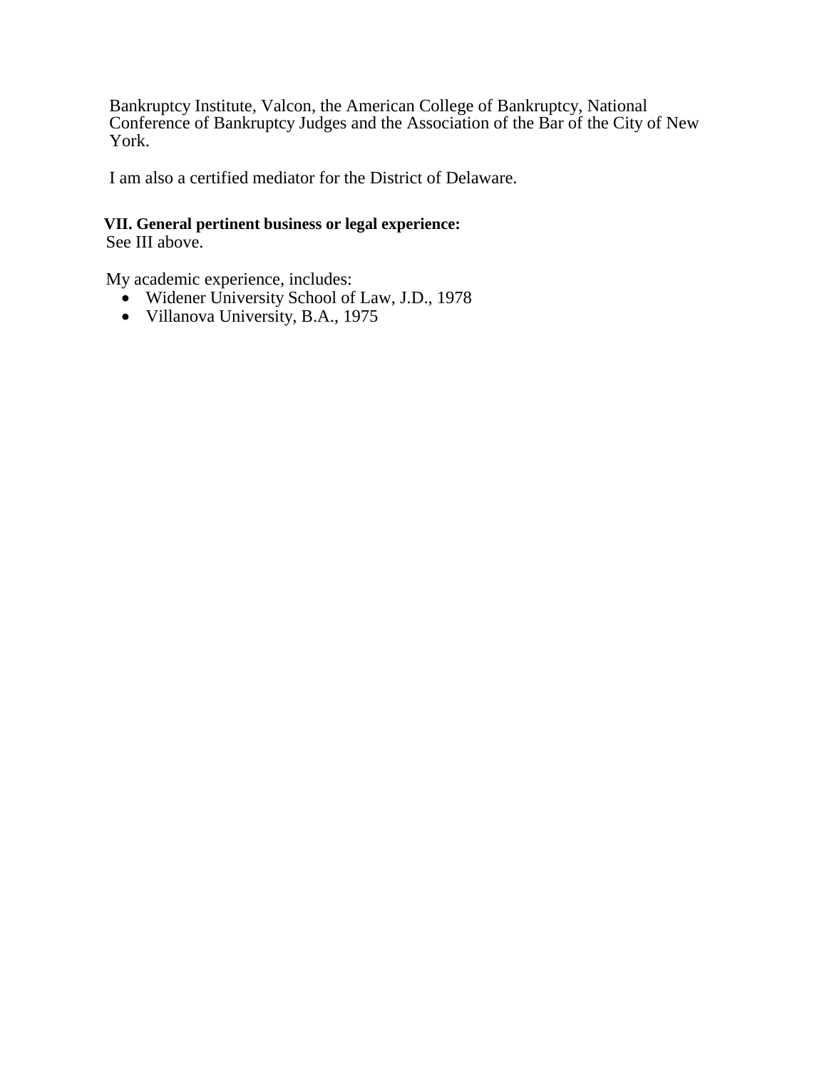Bankruptcy Institute, Valcon, the American College of Bankruptcy, National Conference of Bankruptcy Judges and the Association of the Bar of the City of New York.

I am also a certified mediator for the District of Delaware.

**VII. General pertinent business or legal experience:**
See III above.

My academic experience, includes:

- Widener University School of Law, J.D., 1978
- Villanova University, B.A., 1975